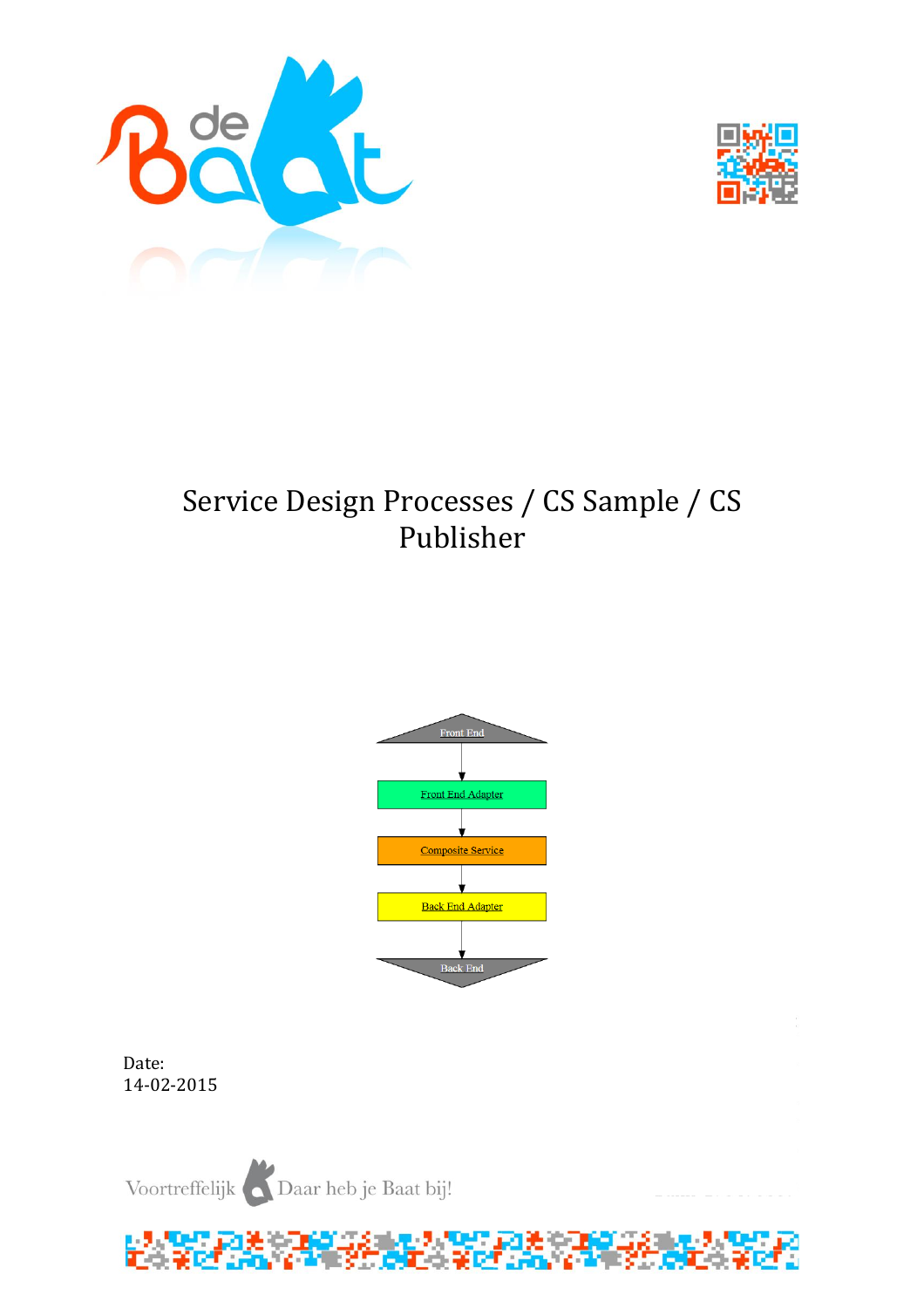# Service Design Processes / CS Sample / CS Publisher

Front End

Front End Adapter

Composite Service

Back End Adapter

Back End

Date:
14-02-2015

Voortreffelijk Daar heb je Baat bij!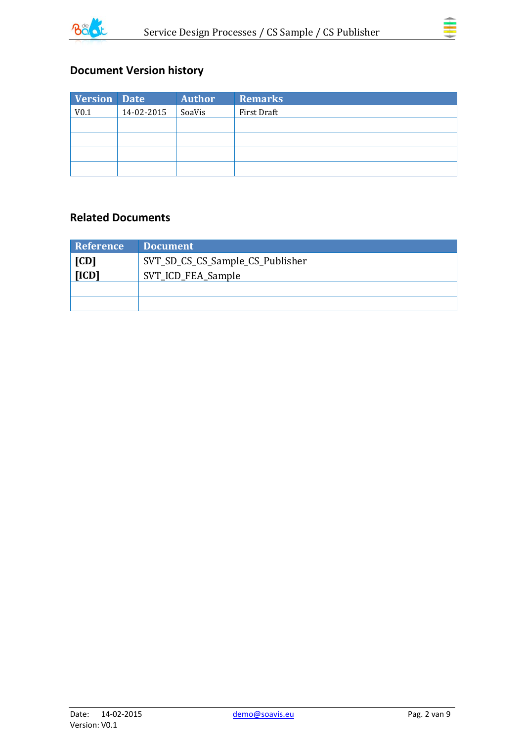## Document Version history

| Version | Date | Author | Remarks |
| --- | --- | --- | --- |
| V0.1 | 14-02-2015 | SoaVis | First Draft |
| | | | |
| | | | |
| | | | |
| | | | |

## Related Documents

| Reference | Document |
| --- | --- |
| **[CD]** | SVT_SD_CS_CS_Sample_CS_Publisher |
| **[ICD]** | SVT_ICD_FEA_Sample |
| | |
| | |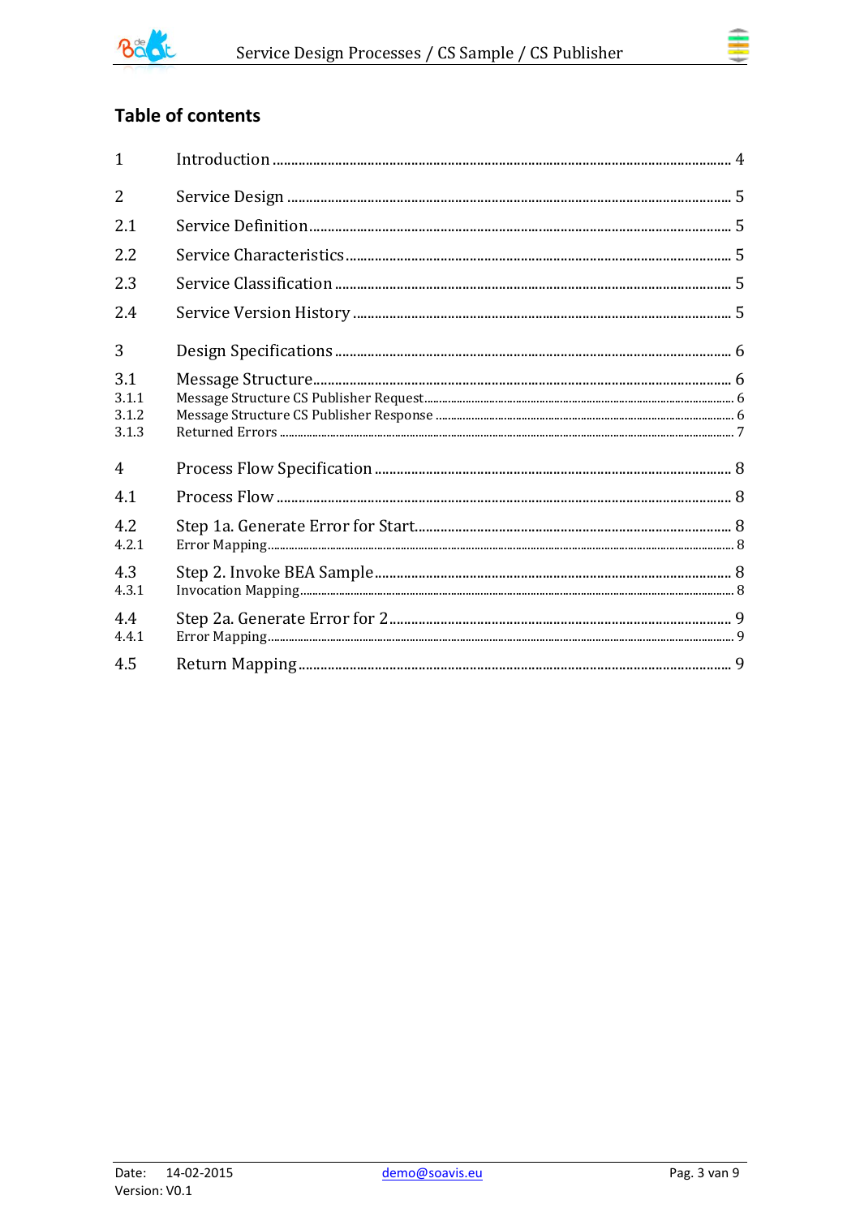## Table of contents

| | | |
|---|---|---|
| 1 | Introduction | 4 |
| 2 | Service Design | 5 |
| 2.1 | Service Definition | 5 |
| 2.2 | Service Characteristics | 5 |
| 2.3 | Service Classification | 5 |
| 2.4 | Service Version History | 5 |
| 3 | Design Specifications | 6 |
| 3.1 | Message Structure | 6 |
| 3.1.1 | Message Structure CS Publisher Request | 6 |
| 3.1.2 | Message Structure CS Publisher Response | 6 |
| 3.1.3 | Returned Errors | 7 |
| 4 | Process Flow Specification | 8 |
| 4.1 | Process Flow | 8 |
| 4.2 | Step 1a. Generate Error for Start | 8 |
| 4.2.1 | Error Mapping | 8 |
| 4.3 | Step 2. Invoke BEA Sample | 8 |
| 4.3.1 | Invocation Mapping | 8 |
| 4.4 | Step 2a. Generate Error for 2 | 9 |
| 4.4.1 | Error Mapping | 9 |
| 4.5 | Return Mapping | 9 |

Date: 14-02-2015
Version: V0.1

demo@soavis.eu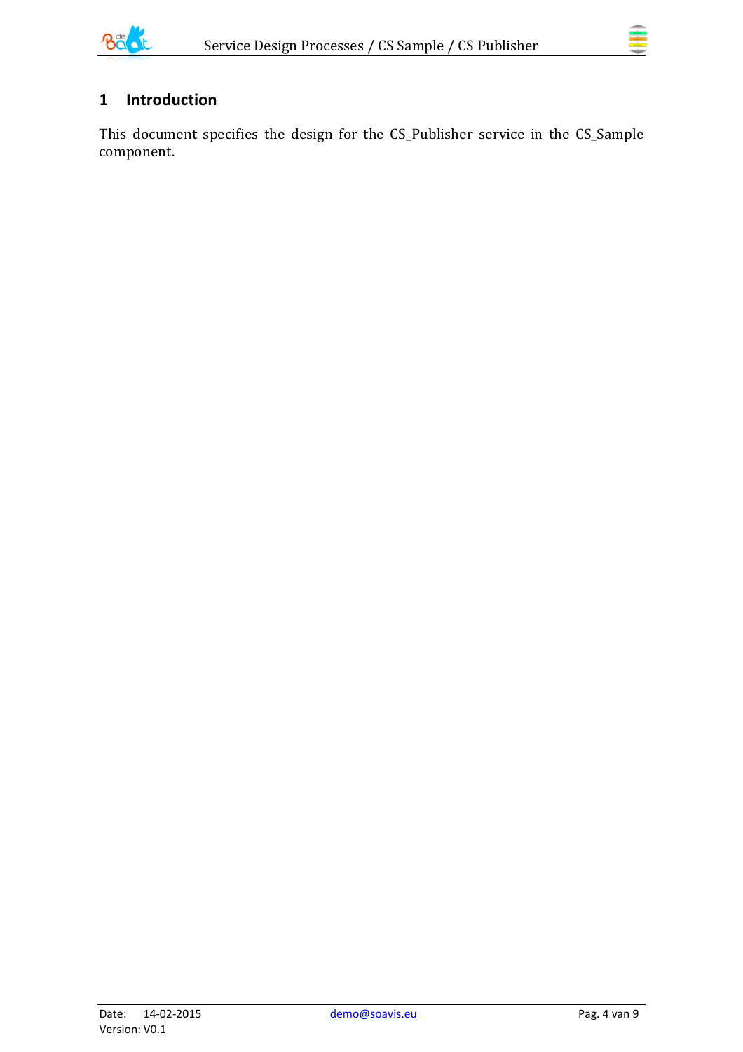# 1 Introduction

This document specifies the design for the CS_Publisher service in the CS_Sample component.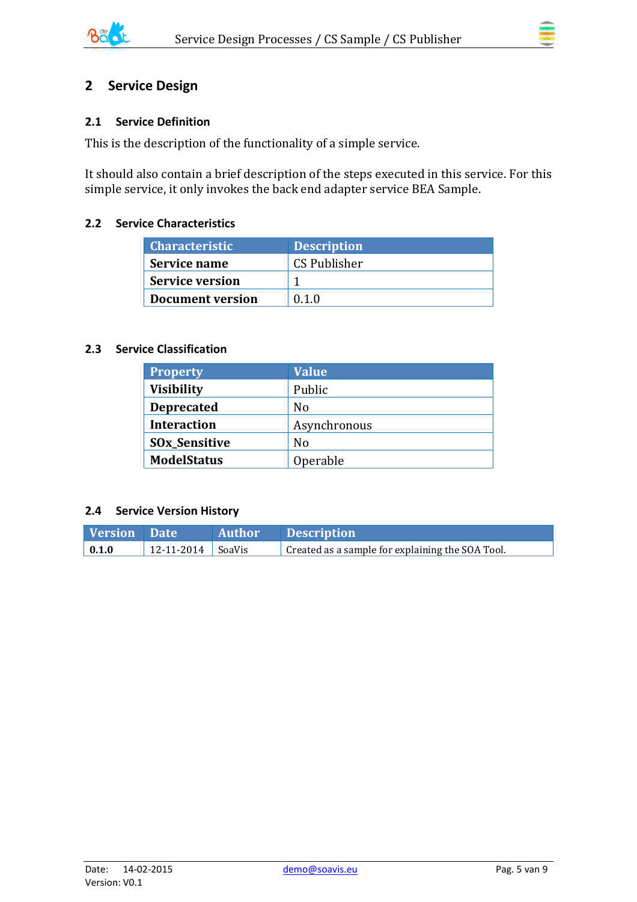# 2 Service Design

## 2.1 Service Definition

This is the description of the functionality of a simple service.

It should also contain a brief description of the steps executed in this service. For this simple service, it only invokes the back end adapter service BEA Sample.

## 2.2 Service Characteristics

| Characteristic | Description |
| --- | --- |
| **Service name** | CS Publisher |
| **Service version** | 1 |
| **Document version** | 0.1.0 |

## 2.3 Service Classification

| Property | Value |
| --- | --- |
| **Visibility** | Public |
| **Deprecated** | No |
| **Interaction** | Asynchronous |
| **SOx_Sensitive** | No |
| **ModelStatus** | Operable |

## 2.4 Service Version History

| Version | Date | Author | Description |
| --- | --- | --- | --- |
| **0.1.0** | 12-11-2014 | SoaVis | Created as a sample for explaining the SOA Tool. |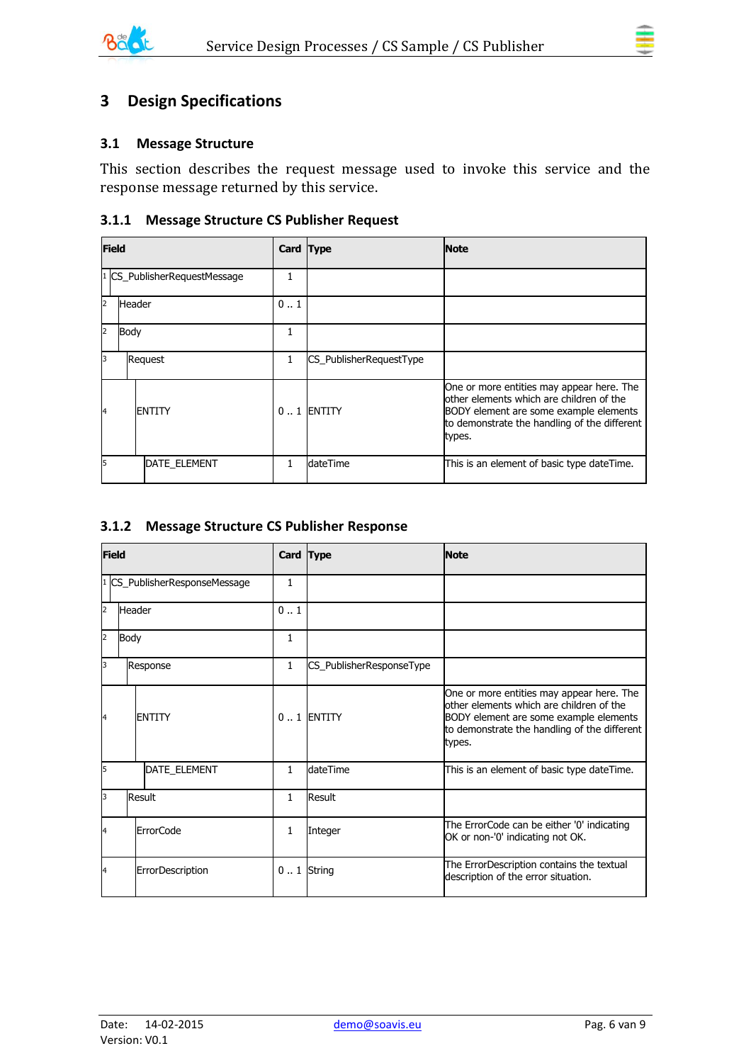# 3 Design Specifications

## 3.1 Message Structure

This section describes the request message used to invoke this service and the response message returned by this service.

### 3.1.1 Message Structure CS Publisher Request

| Field | Card | Type | Note |
|---|---|---|---|
| 1 CS_PublisherRequestMessage | 1 | | |
| 2 Header | 0 .. 1 | | |
| 2 Body | 1 | | |
| 3 Request | 1 | CS_PublisherRequestType | |
| 4 ENTITY | 0 .. 1 | ENTITY | One or more entities may appear here. The other elements which are children of the BODY element are some example elements to demonstrate the handling of the different types. |
| 5 DATE_ELEMENT | 1 | dateTime | This is an element of basic type dateTime. |

### 3.1.2 Message Structure CS Publisher Response

| Field | Card | Type | Note |
|---|---|---|---|
| 1 CS_PublisherResponseMessage | 1 | | |
| 2 Header | 0 .. 1 | | |
| 2 Body | 1 | | |
| 3 Response | 1 | CS_PublisherResponseType | |
| 4 ENTITY | 0 .. 1 | ENTITY | One or more entities may appear here. The other elements which are children of the BODY element are some example elements to demonstrate the handling of the different types. |
| 5 DATE_ELEMENT | 1 | dateTime | This is an element of basic type dateTime. |
| 3 Result | 1 | Result | |
| 4 ErrorCode | 1 | Integer | The ErrorCode can be either '0' indicating OK or non-'0' indicating not OK. |
| 4 ErrorDescription | 0 .. 1 | String | The ErrorDescription contains the textual description of the error situation. |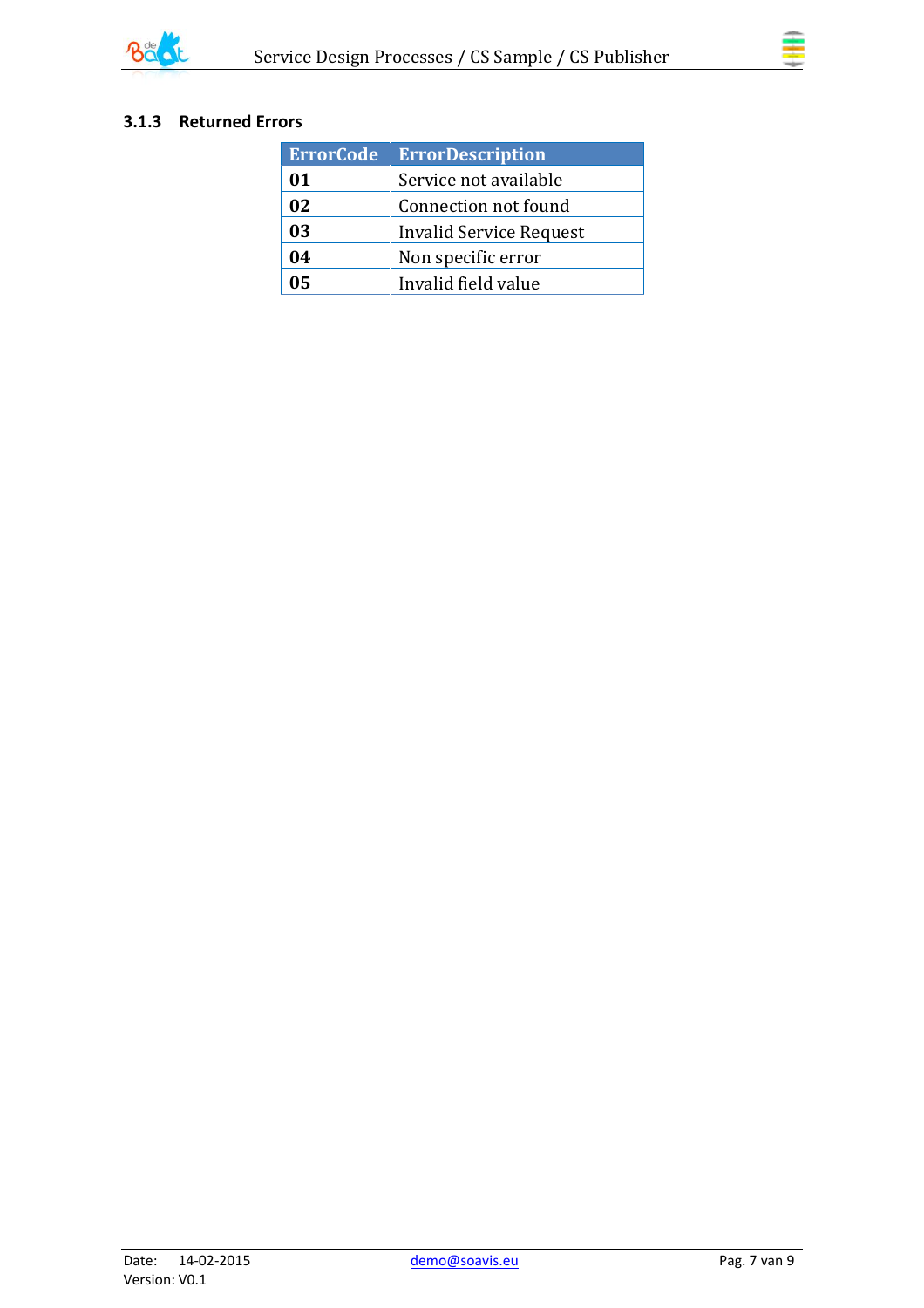### 3.1.3 Returned Errors

| ErrorCode | ErrorDescription |
|---|---|
| **01** | Service not available |
| **02** | Connection not found |
| **03** | Invalid Service Request |
| **04** | Non specific error |
| **05** | Invalid field value |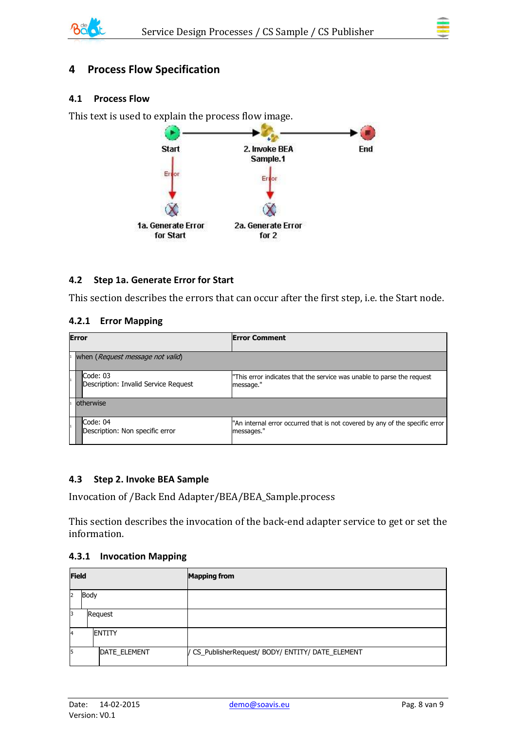# 4 Process Flow Specification

## 4.1 Process Flow

This text is used to explain the process flow image.

Start

2. Invoke BEA Sample.1

End

Error

Error

1a. Generate Error for Start

2a. Generate Error for 2

## 4.2 Step 1a. Generate Error for Start

This section describes the errors that can occur after the first step, i.e. the Start node.

### 4.2.1 Error Mapping

| Error | Error Comment |
|---|---|
| when (*Request message not valid*) | |
| Code: 03<br>Description: Invalid Service Request | "This error indicates that the service was unable to parse the request message." |
| otherwise | |
| Code: 04<br>Description: Non specific error | "An internal error occurred that is not covered by any of the specific error messages." |

## 4.3 Step 2. Invoke BEA Sample

Invocation of /Back End Adapter/BEA/BEA_Sample.process

This section describes the invocation of the back-end adapter service to get or set the information.

### 4.3.1 Invocation Mapping

| Field | Mapping from |
|---|---|
| Body | |
| Request | |
| ENTITY | |
| DATE_ELEMENT | / CS_PublisherRequest/ BODY/ ENTITY/ DATE_ELEMENT |

Date: 14-02-2015 demo@soavis.eu

Version: V0.1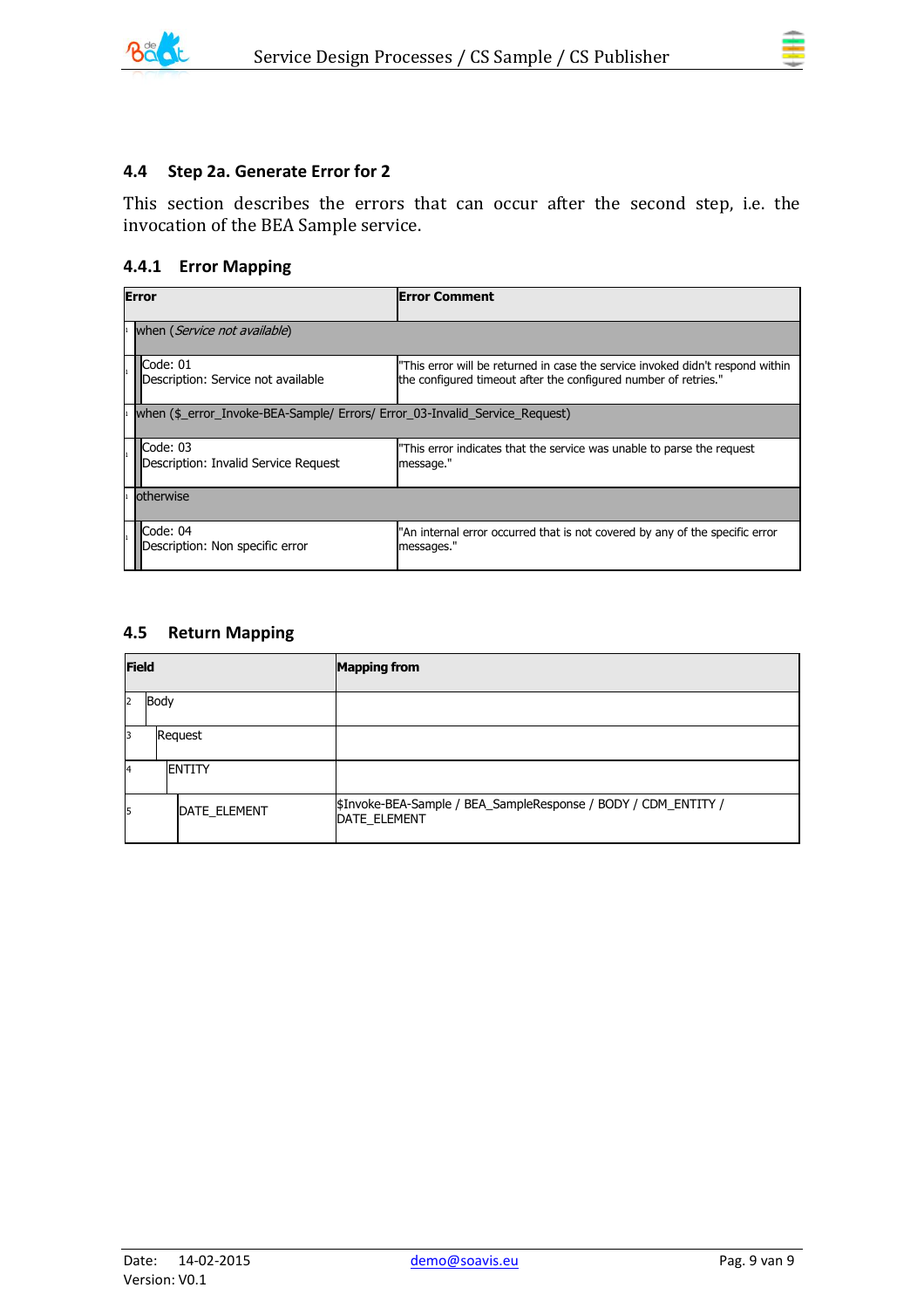### 4.4 Step 2a. Generate Error for 2

This section describes the errors that can occur after the second step, i.e. the invocation of the BEA Sample service.

#### 4.4.1 Error Mapping

| Error | Error Comment |
|---|---|
| 1 when (*Service not available*) | |
| 1 Code: 01<br>Description: Service not available | "This error will be returned in case the service invoked didn't respond within the configured timeout after the configured number of retries." |
| 1 when ($_error_Invoke-BEA-Sample/ Errors/ Error_03-Invalid_Service_Request) | |
| 1 Code: 03<br>Description: Invalid Service Request | "This error indicates that the service was unable to parse the request message." |
| 1 otherwise | |
| 1 Code: 04<br>Description: Non specific error | "An internal error occurred that is not covered by any of the specific error messages." |

### 4.5 Return Mapping

| Field | Mapping from |
|---|---|
| 2 Body | |
| 3 Request | |
| 4 ENTITY | |
| 5 DATE_ELEMENT | $Invoke-BEA-Sample / BEA_SampleResponse / BODY / CDM_ENTITY / DATE_ELEMENT |

Date: 14-02-2015
Version: V0.1

demo@soavis.eu